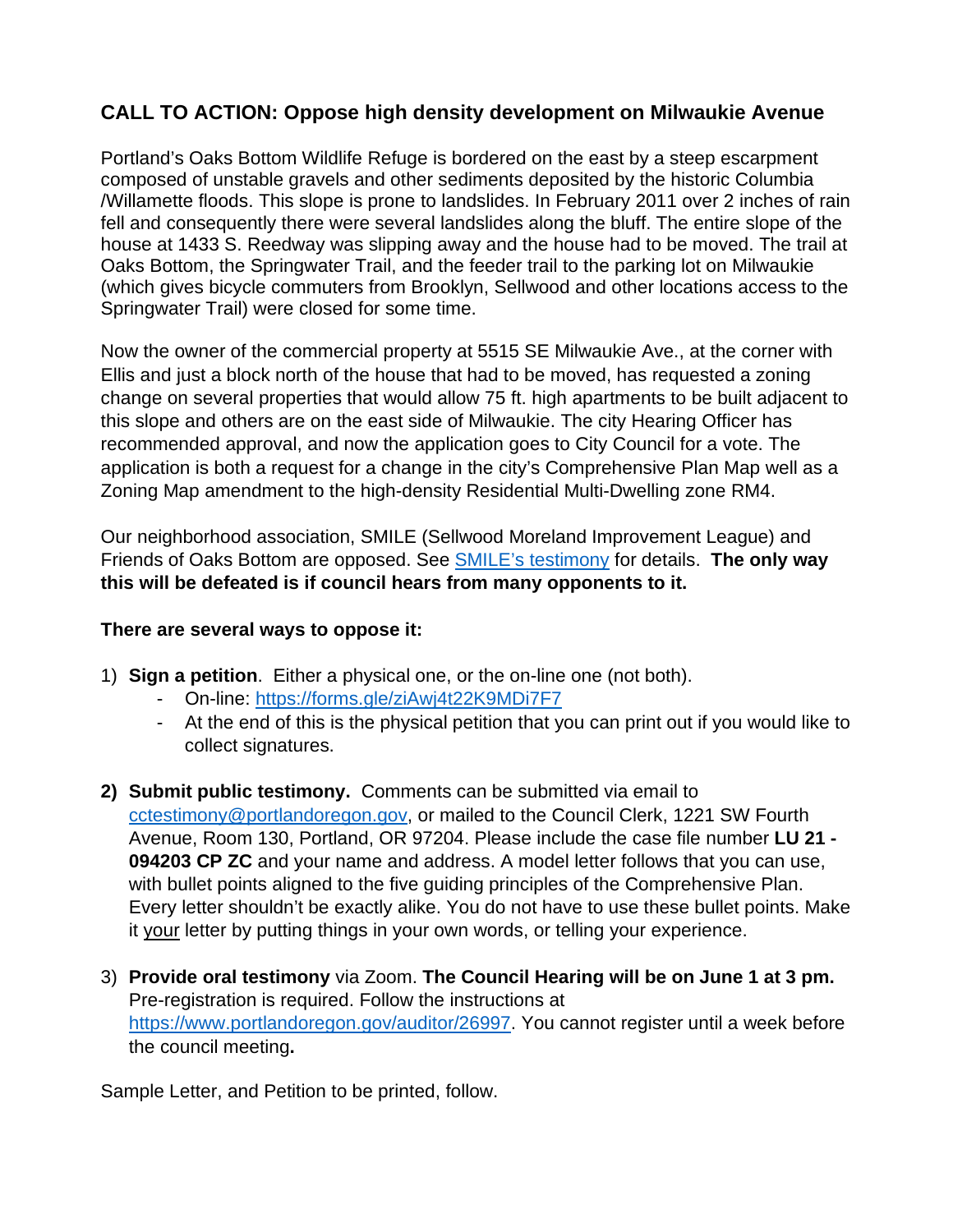## CALL TO ACTION: Oppose high density development on Milwaukie Avenue

Portland's Oaks Bottom Wildlife Refuge is bordered on the east by a steep escarpment composed of unstable gravels and other sediments deposited by the historic Columbia /Willamette floods. This slope is prone to landslides. In February 2011 over 2 inches of rain fell and consequently there were several landslides along the bluff. The entire slope of the house at 1433 S. Reedway was slipping away and the house had to be moved. The trail at Oaks Bottom, the Springwater Trail, and the feeder trail to the parking lot on Milwaukie (which gives bicycle commuters from Brooklyn, Sellwood and other locations access to the Springwater Trail) were closed for some time.

Now the owner of the commercial property at 5515 SE Milwaukie Ave., at the corner with Ellis and just a block north of the house that had to be moved, has requested a zoning change on several properties that would allow 75 ft. high apartments to be built adjacent to this slope and others are on the east side of Milwaukie. The city Hearing Officer has recommended approval, and now the application goes to City Council for a vote. The application is both a request for a change in the city's Comprehensive Plan Map well as a Zoning Map amendment to the high-density Residential Multi-Dwelling zone RM4.

Our neighborhood association, SMILE (Sellwood Moreland Improvement League) and Friends of Oaks Bottom are opposed. See SMILE's testimony for details. **The only way this will be defeated is if council hears from many opponents to it.**

**There are several ways to oppose it:**

1) **Sign a petition**. Either a physical one, or the on-line one (not both).
   - On-line: https://forms.gle/ziAwj4t22K9MDi7F7
   - At the end of this is the physical petition that you can print out if you would like to collect signatures.

2) **Submit public testimony.** Comments can be submitted via email to cctestimony@portlandoregon.gov, or mailed to the Council Clerk, 1221 SW Fourth Avenue, Room 130, Portland, OR 97204. Please include the case file number **LU 21 - 094203 CP ZC** and your name and address. A model letter follows that you can use, with bullet points aligned to the five guiding principles of the Comprehensive Plan. Every letter shouldn't be exactly alike. You do not have to use these bullet points. Make it <u>your</u> letter by putting things in your own words, or telling your experience.

3) **Provide oral testimony** via Zoom. **The Council Hearing will be on June 1 at 3 pm.** Pre-registration is required. Follow the instructions at https://www.portlandoregon.gov/auditor/26997. You cannot register until a week before the council meeting**.**

Sample Letter, and Petition to be printed, follow.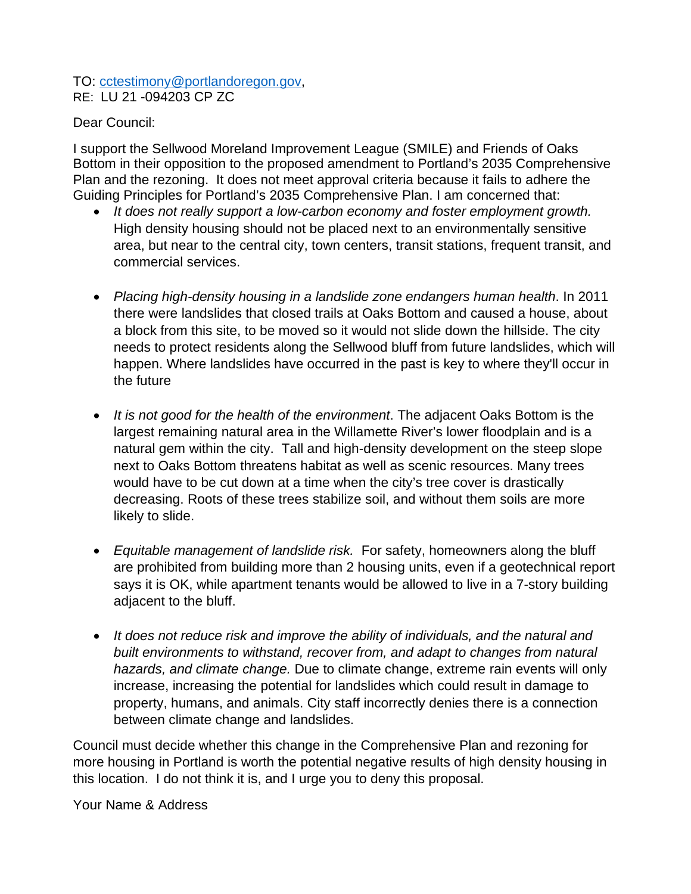TO: cctestimony@portlandoregon.gov,
RE: LU 21 -094203 CP ZC

Dear Council:

I support the Sellwood Moreland Improvement League (SMILE) and Friends of Oaks Bottom in their opposition to the proposed amendment to Portland's 2035 Comprehensive Plan and the rezoning. It does not meet approval criteria because it fails to adhere the Guiding Principles for Portland's 2035 Comprehensive Plan. I am concerned that:

- *It does not really support a low-carbon economy and foster employment growth.* High density housing should not be placed next to an environmentally sensitive area, but near to the central city, town centers, transit stations, frequent transit, and commercial services.

- *Placing high-density housing in a landslide zone endangers human health*. In 2011 there were landslides that closed trails at Oaks Bottom and caused a house, about a block from this site, to be moved so it would not slide down the hillside. The city needs to protect residents along the Sellwood bluff from future landslides, which will happen. Where landslides have occurred in the past is key to where they'll occur in the future

- *It is not good for the health of the environment*. The adjacent Oaks Bottom is the largest remaining natural area in the Willamette River's lower floodplain and is a natural gem within the city. Tall and high-density development on the steep slope next to Oaks Bottom threatens habitat as well as scenic resources. Many trees would have to be cut down at a time when the city's tree cover is drastically decreasing. Roots of these trees stabilize soil, and without them soils are more likely to slide.

- *Equitable management of landslide risk.* For safety, homeowners along the bluff are prohibited from building more than 2 housing units, even if a geotechnical report says it is OK, while apartment tenants would be allowed to live in a 7-story building adjacent to the bluff.

- *It does not reduce risk and improve the ability of individuals, and the natural and built environments to withstand, recover from, and adapt to changes from natural hazards, and climate change.* Due to climate change, extreme rain events will only increase, increasing the potential for landslides which could result in damage to property, humans, and animals. City staff incorrectly denies there is a connection between climate change and landslides.

Council must decide whether this change in the Comprehensive Plan and rezoning for more housing in Portland is worth the potential negative results of high density housing in this location. I do not think it is, and I urge you to deny this proposal.

Your Name & Address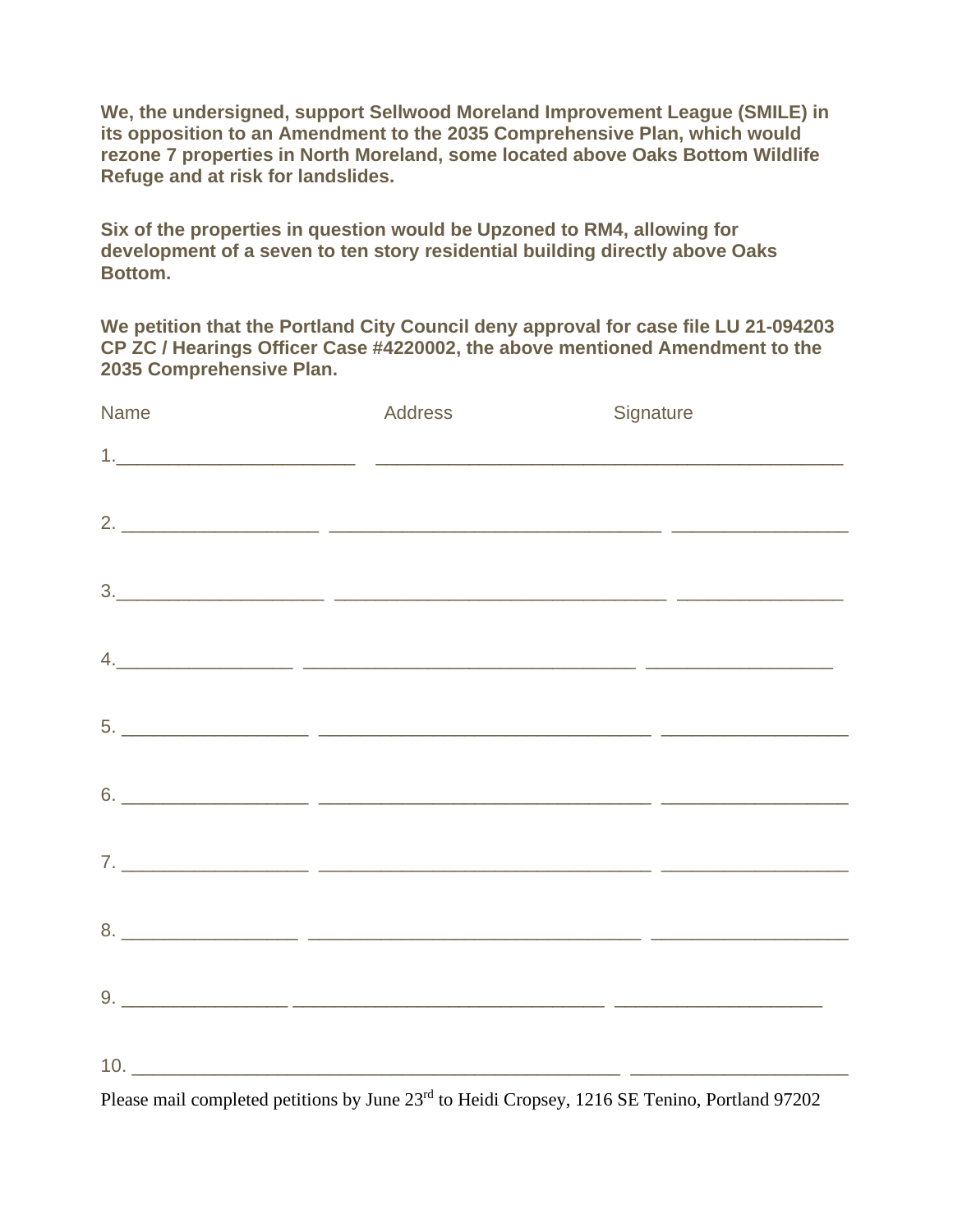**We, the undersigned, support Sellwood Moreland Improvement League (SMILE) in its opposition to an Amendment to the 2035 Comprehensive Plan, which would rezone 7 properties in North Moreland, some located above Oaks Bottom Wildlife Refuge and at risk for landslides.**

**Six of the properties in question would be Upzoned to RM4, allowing for development of a seven to ten story residential building directly above Oaks Bottom.**

**We petition that the Portland City Council deny approval for case file LU 21-094203 CP ZC / Hearings Officer Case #4220002, the above mentioned Amendment to the 2035 Comprehensive Plan.**

| Name | Address | Signature |
|---|---|---|
| 1. | | |
| 2. | | |
| 3. | | |
| 4. | | |
| 5. | | |
| 6. | | |
| 7. | | |
| 8. | | |
| 9. | | |
| 10. | | |

Please mail completed petitions by June 23rd to Heidi Cropsey, 1216 SE Tenino, Portland 97202